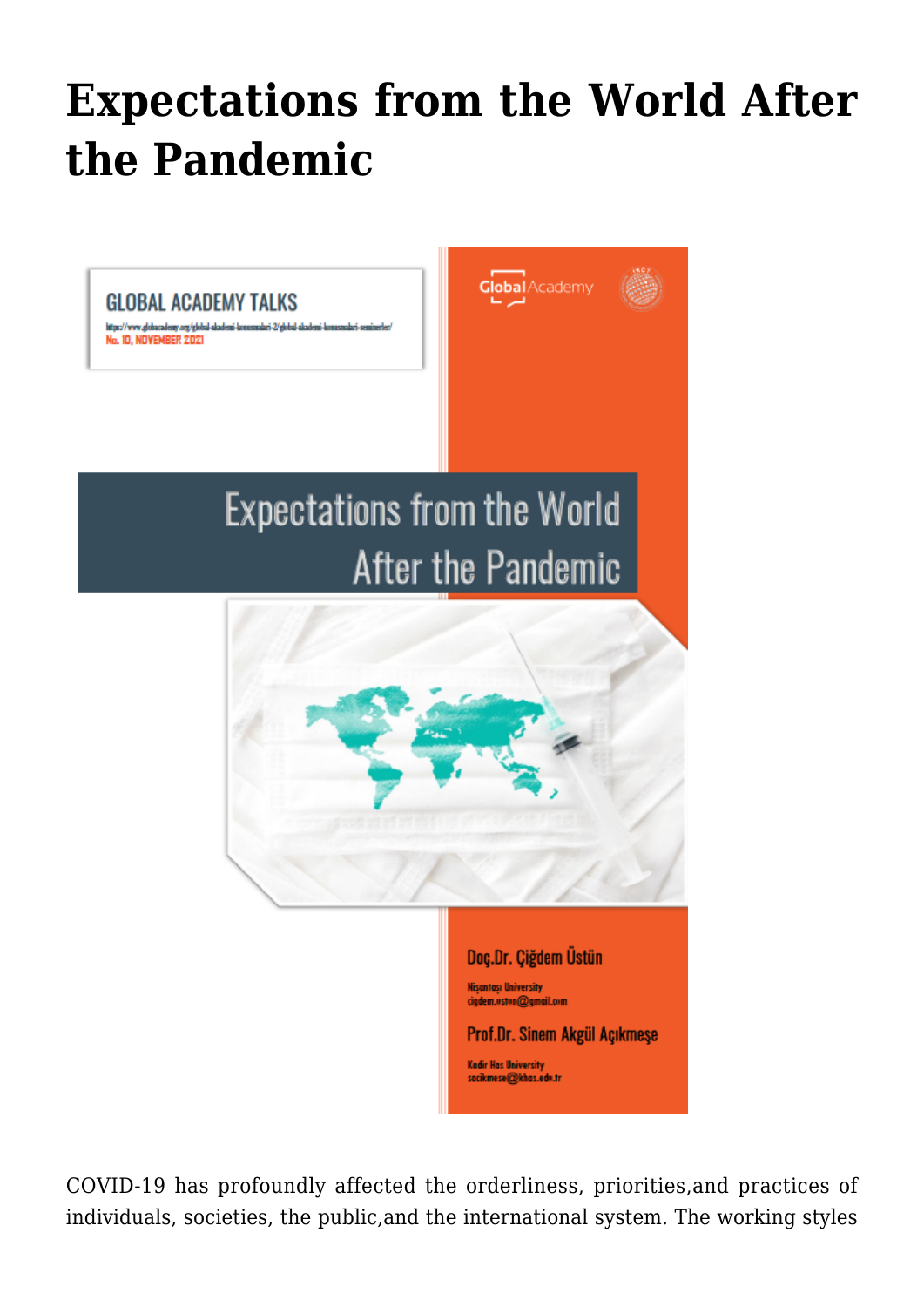# Expectations from the World After the Pandemic

GLOBAL ACADEMY TALKS

https://www.globacademy.org/global-akademi-konusmalari-2/global-akademi-konusmalari-seminerler/

No. 10, NOVEMBER 2021

Global Academy

## Expectations from the World After the Pandemic

**Doç.Dr. Çiğdem Üstün**

Nişantaşı University
cigdem.ustun@gmail.com

**Prof.Dr. Sinem Akgül Açıkmeşe**

Kadir Has University
sacikmese@khas.edu.tr

COVID-19 has profoundly affected the orderliness, priorities,and practices of individuals, societies, the public,and the international system. The working styles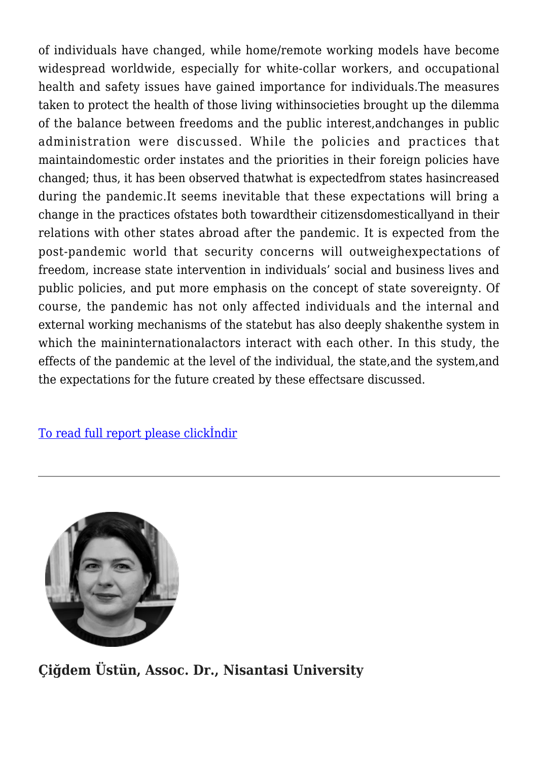of individuals have changed, while home/remote working models have become widespread worldwide, especially for white-collar workers, and occupational health and safety issues have gained importance for individuals.The measures taken to protect the health of those living withinsocieties brought up the dilemma of the balance between freedoms and the public interest,andchanges in public administration were discussed. While the policies and practices that maintaindomestic order instates and the priorities in their foreign policies have changed; thus, it has been observed thatwhat is expectedfrom states hasincreased during the pandemic.It seems inevitable that these expectations will bring a change in the practices ofstates both towardtheir citizensdomesticallyand in their relations with other states abroad after the pandemic. It is expected from the post-pandemic world that security concerns will outweighexpectations of freedom, increase state intervention in individuals' social and business lives and public policies, and put more emphasis on the concept of state sovereignty. Of course, the pandemic has not only affected individuals and the internal and external working mechanisms of the statebut has also deeply shakenthe system in which the maininternationalactors interact with each other. In this study, the effects of the pandemic at the level of the individual, the state,and the system,and the expectations for the future created by these effectsare discussed.

To read full report please clickİndir

---

**Çiğdem Üstün, Assoc. Dr., Nisantasi University**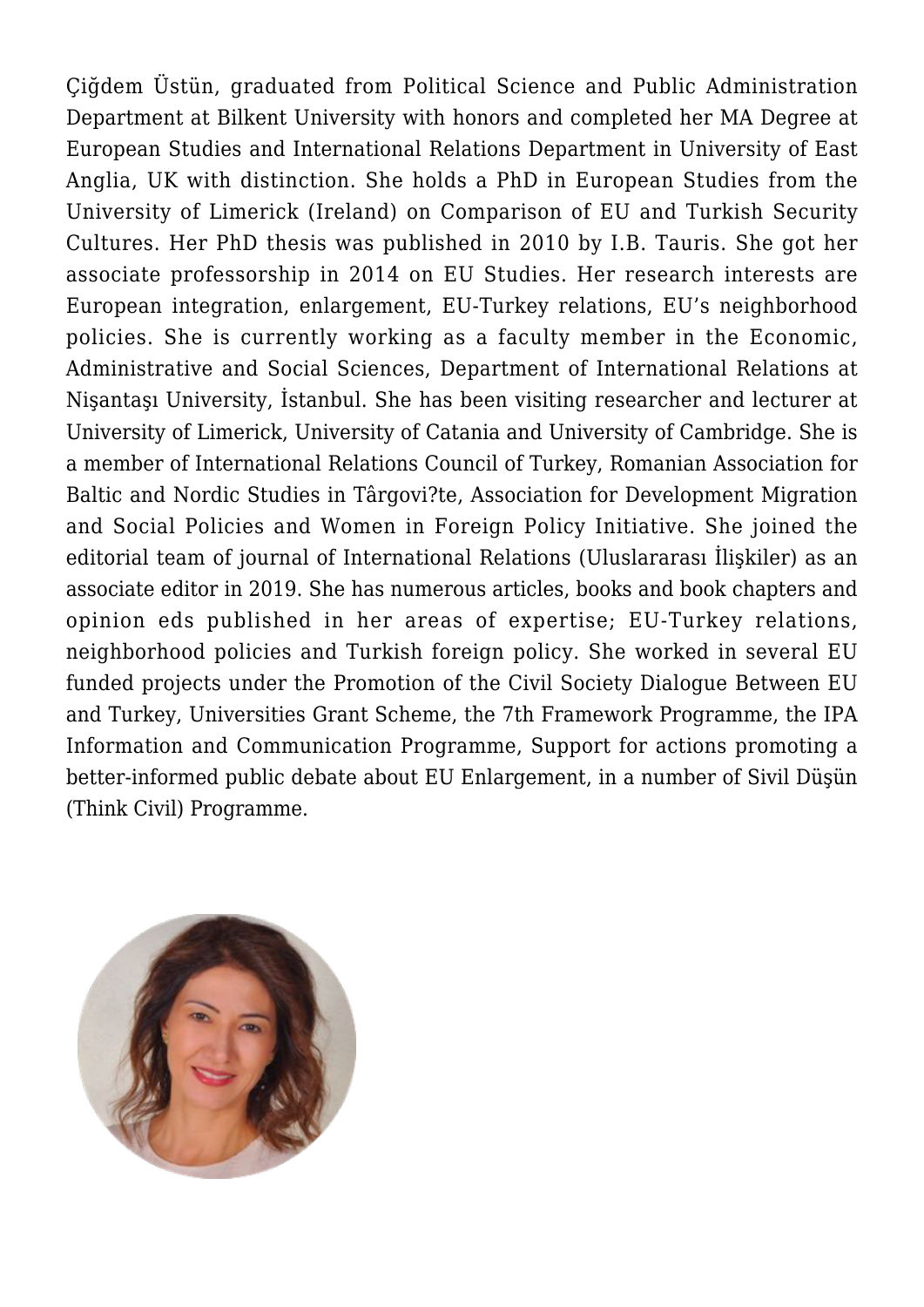Çiğdem Üstün, graduated from Political Science and Public Administration Department at Bilkent University with honors and completed her MA Degree at European Studies and International Relations Department in University of East Anglia, UK with distinction. She holds a PhD in European Studies from the University of Limerick (Ireland) on Comparison of EU and Turkish Security Cultures. Her PhD thesis was published in 2010 by I.B. Tauris. She got her associate professorship in 2014 on EU Studies. Her research interests are European integration, enlargement, EU-Turkey relations, EU's neighborhood policies. She is currently working as a faculty member in the Economic, Administrative and Social Sciences, Department of International Relations at Nişantaşı University, İstanbul. She has been visiting researcher and lecturer at University of Limerick, University of Catania and University of Cambridge. She is a member of International Relations Council of Turkey, Romanian Association for Baltic and Nordic Studies in Târgovi?te, Association for Development Migration and Social Policies and Women in Foreign Policy Initiative. She joined the editorial team of journal of International Relations (Uluslararası İlişkiler) as an associate editor in 2019. She has numerous articles, books and book chapters and opinion eds published in her areas of expertise; EU-Turkey relations, neighborhood policies and Turkish foreign policy. She worked in several EU funded projects under the Promotion of the Civil Society Dialogue Between EU and Turkey, Universities Grant Scheme, the 7th Framework Programme, the IPA Information and Communication Programme, Support for actions promoting a better-informed public debate about EU Enlargement, in a number of Sivil Düşün (Think Civil) Programme.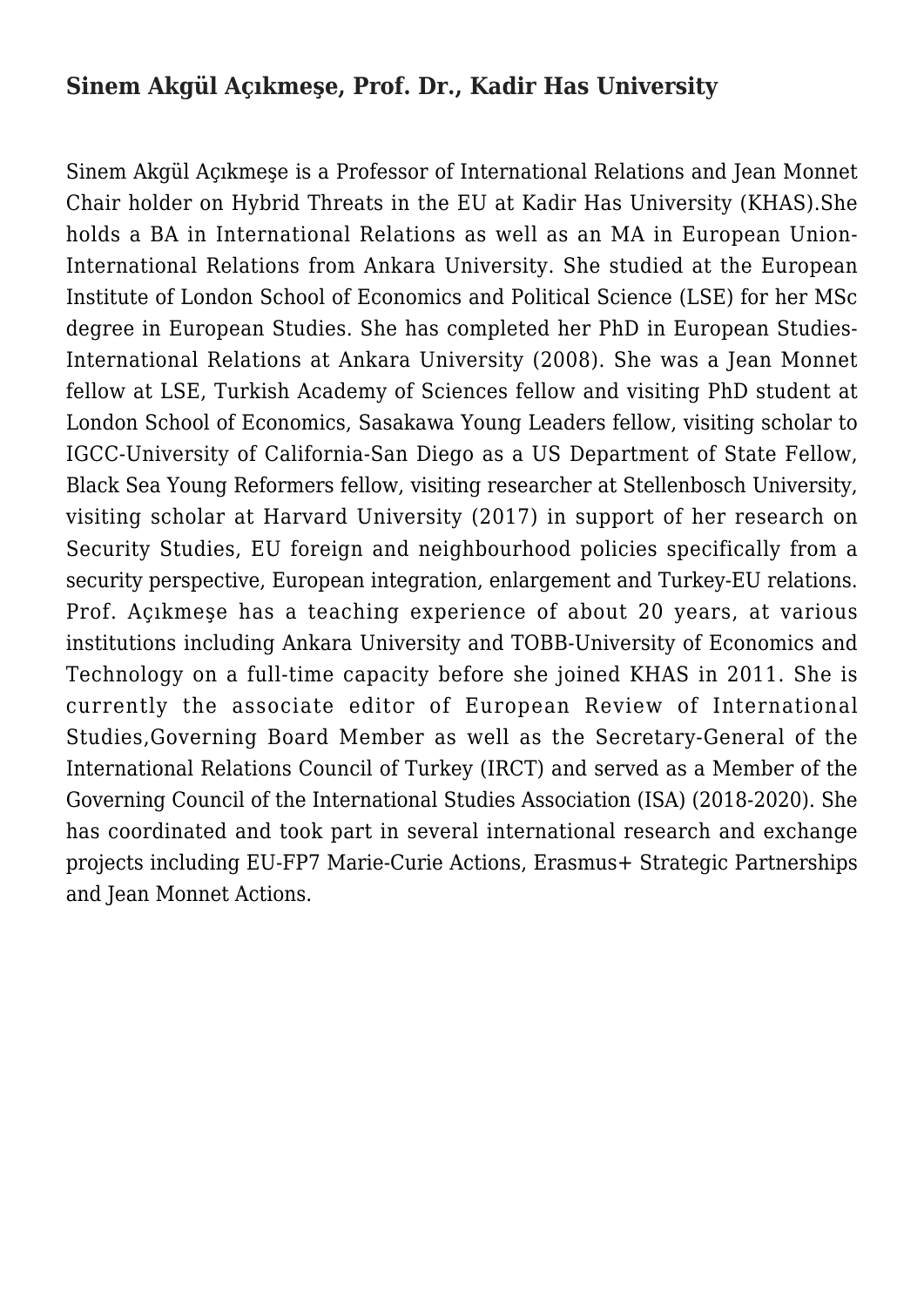### Sinem Akgül Açıkmeşe, Prof. Dr., Kadir Has University

Sinem Akgül Açıkmeşe is a Professor of International Relations and Jean Monnet Chair holder on Hybrid Threats in the EU at Kadir Has University (KHAS).She holds a BA in International Relations as well as an MA in European Union-International Relations from Ankara University. She studied at the European Institute of London School of Economics and Political Science (LSE) for her MSc degree in European Studies. She has completed her PhD in European Studies-International Relations at Ankara University (2008). She was a Jean Monnet fellow at LSE, Turkish Academy of Sciences fellow and visiting PhD student at London School of Economics, Sasakawa Young Leaders fellow, visiting scholar to IGCC-University of California-San Diego as a US Department of State Fellow, Black Sea Young Reformers fellow, visiting researcher at Stellenbosch University, visiting scholar at Harvard University (2017) in support of her research on Security Studies, EU foreign and neighbourhood policies specifically from a security perspective, European integration, enlargement and Turkey-EU relations. Prof. Açıkmeşe has a teaching experience of about 20 years, at various institutions including Ankara University and TOBB-University of Economics and Technology on a full-time capacity before she joined KHAS in 2011. She is currently the associate editor of European Review of International Studies,Governing Board Member as well as the Secretary-General of the International Relations Council of Turkey (IRCT) and served as a Member of the Governing Council of the International Studies Association (ISA) (2018-2020). She has coordinated and took part in several international research and exchange projects including EU-FP7 Marie-Curie Actions, Erasmus+ Strategic Partnerships and Jean Monnet Actions.